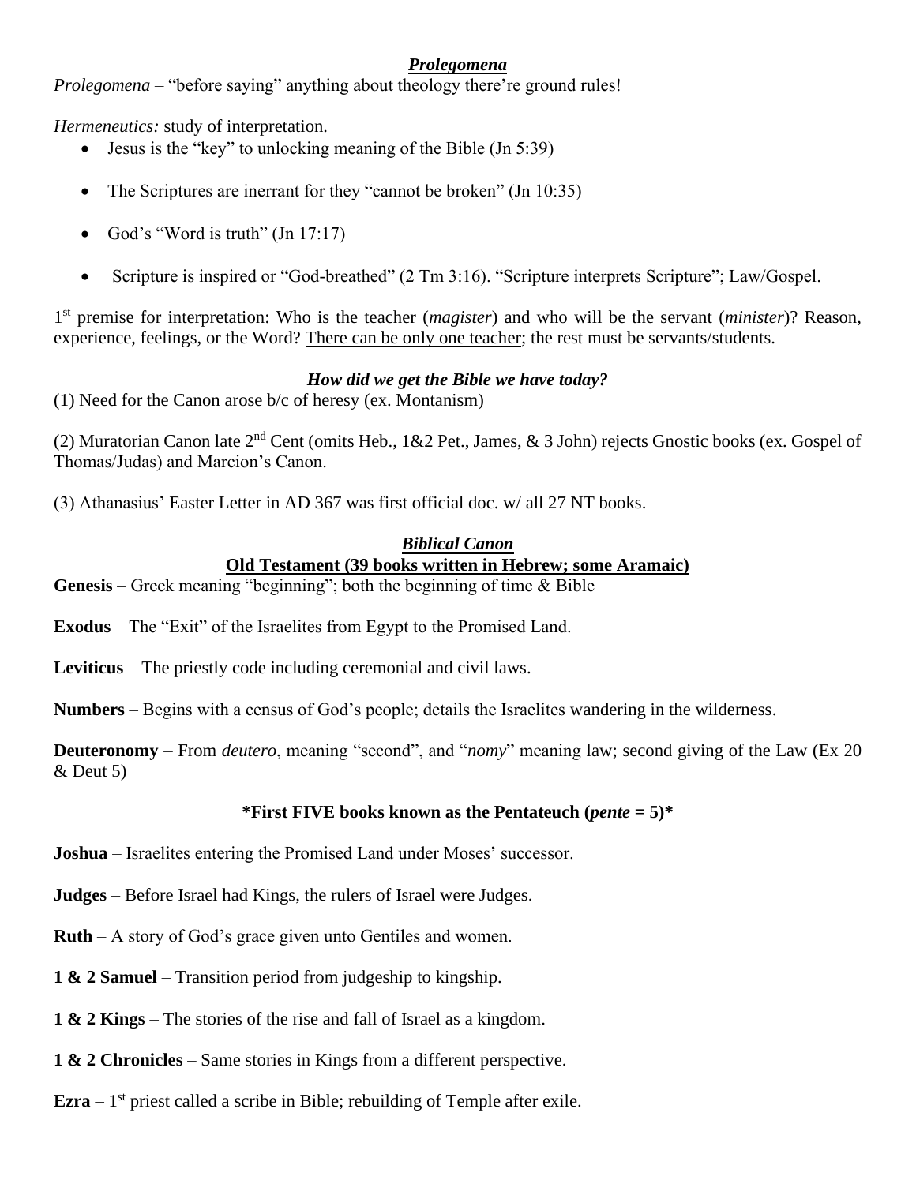## *Prolegomena*

*Prolegomena* – "before saying" anything about theology there're ground rules!

*Hermeneutics:* study of interpretation.

- Jesus is the "key" to unlocking meaning of the Bible (Jn 5:39)
- The Scriptures are inerrant for they "cannot be broken" (Jn 10:35)
- God's "Word is truth" (Jn 17:17)
- Scripture is inspired or "God-breathed" (2 Tm 3:16). "Scripture interprets Scripture"; Law/Gospel.

1st premise for interpretation: Who is the teacher (*magister*) and who will be the servant (*minister*)? Reason, experience, feelings, or the Word? <u>There can be only one teacher</u>; the rest must be servants/students.

### *How did we get the Bible we have today?*

(1) Need for the Canon arose b/c of heresy (ex. Montanism)

(2) Muratorian Canon late 2nd Cent (omits Heb., 1&2 Pet., James, & 3 John) rejects Gnostic books (ex. Gospel of Thomas/Judas) and Marcion's Canon.

(3) Athanasius' Easter Letter in AD 367 was first official doc. w/ all 27 NT books.

## *Biblical Canon*

### Old Testament (39 books written in Hebrew; some Aramaic)

**Genesis** – Greek meaning "beginning"; both the beginning of time & Bible

**Exodus** – The "Exit" of the Israelites from Egypt to the Promised Land.

**Leviticus** – The priestly code including ceremonial and civil laws.

**Numbers** – Begins with a census of God's people; details the Israelites wandering in the wilderness.

**Deuteronomy** – From *deutero*, meaning "second", and "*nomy*" meaning law; second giving of the Law (Ex 20 & Deut 5)

**\*First FIVE books known as the Pentateuch (*pente* = 5)\***

**Joshua** – Israelites entering the Promised Land under Moses' successor.

**Judges** – Before Israel had Kings, the rulers of Israel were Judges.

**Ruth** – A story of God's grace given unto Gentiles and women.

**1 & 2 Samuel** – Transition period from judgeship to kingship.

**1 & 2 Kings** – The stories of the rise and fall of Israel as a kingdom.

**1 & 2 Chronicles** – Same stories in Kings from a different perspective.

**Ezra** – 1st priest called a scribe in Bible; rebuilding of Temple after exile.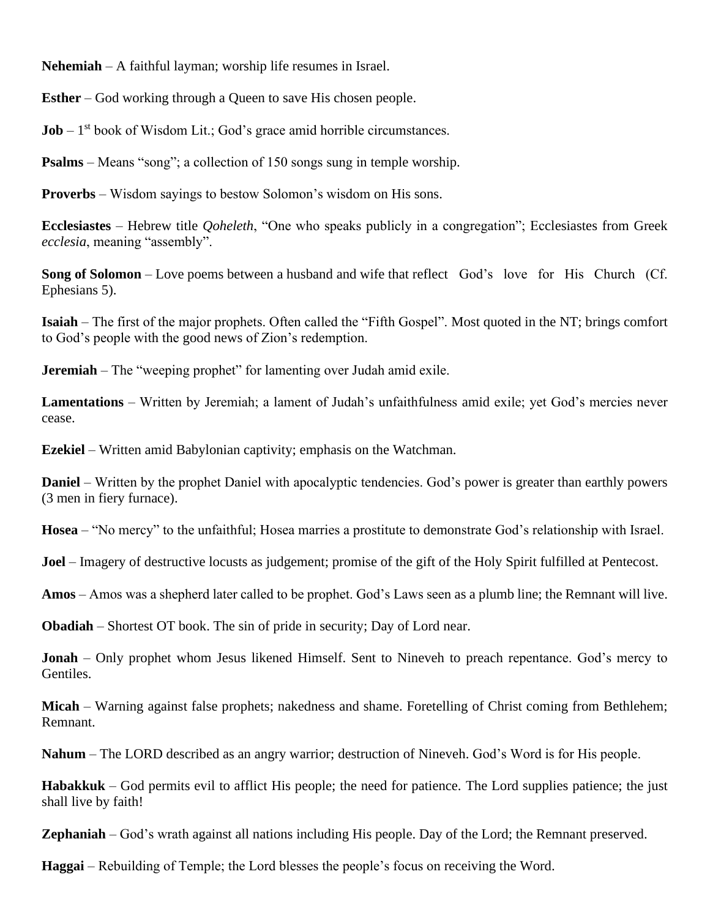**Nehemiah** – A faithful layman; worship life resumes in Israel.

**Esther** – God working through a Queen to save His chosen people.

**Job** – 1st book of Wisdom Lit.; God's grace amid horrible circumstances.

**Psalms** – Means "song"; a collection of 150 songs sung in temple worship.

**Proverbs** – Wisdom sayings to bestow Solomon's wisdom on His sons.

**Ecclesiastes** – Hebrew title *Qoheleth*, "One who speaks publicly in a congregation"; Ecclesiastes from Greek *ecclesia*, meaning "assembly".

**Song of Solomon** – Love poems between a husband and wife that reflect God's love for His Church (Cf. Ephesians 5).

**Isaiah** – The first of the major prophets. Often called the "Fifth Gospel". Most quoted in the NT; brings comfort to God's people with the good news of Zion's redemption.

**Jeremiah** – The "weeping prophet" for lamenting over Judah amid exile.

**Lamentations** – Written by Jeremiah; a lament of Judah's unfaithfulness amid exile; yet God's mercies never cease.

**Ezekiel** – Written amid Babylonian captivity; emphasis on the Watchman.

**Daniel** – Written by the prophet Daniel with apocalyptic tendencies. God's power is greater than earthly powers (3 men in fiery furnace).

**Hosea** – "No mercy" to the unfaithful; Hosea marries a prostitute to demonstrate God's relationship with Israel.

**Joel** – Imagery of destructive locusts as judgement; promise of the gift of the Holy Spirit fulfilled at Pentecost.

**Amos** – Amos was a shepherd later called to be prophet. God's Laws seen as a plumb line; the Remnant will live.

**Obadiah** – Shortest OT book. The sin of pride in security; Day of Lord near.

**Jonah** – Only prophet whom Jesus likened Himself. Sent to Nineveh to preach repentance. God's mercy to Gentiles.

**Micah** – Warning against false prophets; nakedness and shame. Foretelling of Christ coming from Bethlehem; Remnant.

**Nahum** – The LORD described as an angry warrior; destruction of Nineveh. God's Word is for His people.

**Habakkuk** – God permits evil to afflict His people; the need for patience. The Lord supplies patience; the just shall live by faith!

**Zephaniah** – God's wrath against all nations including His people. Day of the Lord; the Remnant preserved.

**Haggai** – Rebuilding of Temple; the Lord blesses the people's focus on receiving the Word.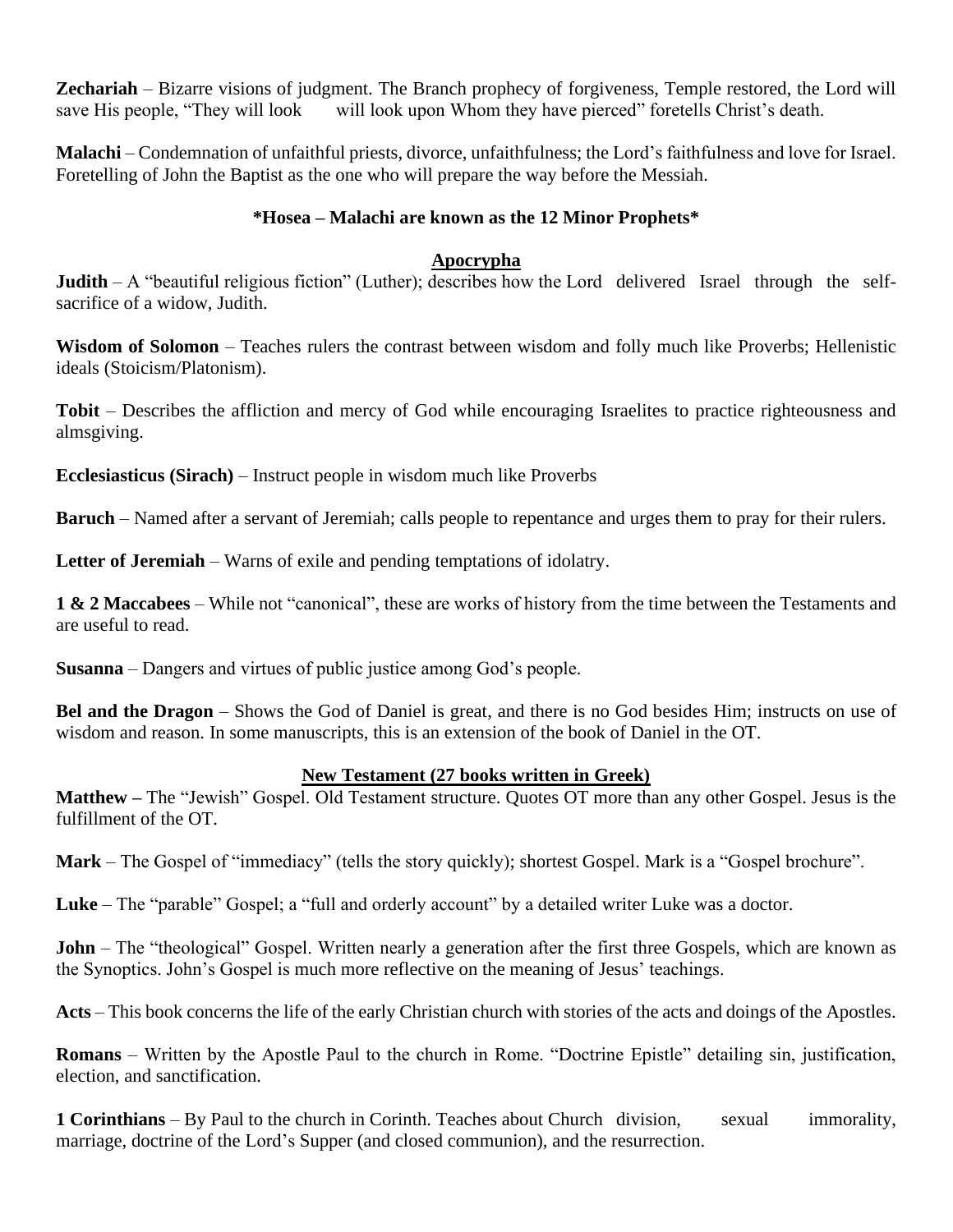**Zechariah** – Bizarre visions of judgment. The Branch prophecy of forgiveness, Temple restored, the Lord will save His people, "They will look will look upon Whom they have pierced" foretells Christ's death.

**Malachi** – Condemnation of unfaithful priests, divorce, unfaithfulness; the Lord's faithfulness and love for Israel. Foretelling of John the Baptist as the one who will prepare the way before the Messiah.

**\*Hosea – Malachi are known as the 12 Minor Prophets\***

## Apocrypha

**Judith** – A "beautiful religious fiction" (Luther); describes how the Lord delivered Israel through the self-sacrifice of a widow, Judith.

**Wisdom of Solomon** – Teaches rulers the contrast between wisdom and folly much like Proverbs; Hellenistic ideals (Stoicism/Platonism).

**Tobit** – Describes the affliction and mercy of God while encouraging Israelites to practice righteousness and almsgiving.

**Ecclesiasticus (Sirach)** – Instruct people in wisdom much like Proverbs

**Baruch** – Named after a servant of Jeremiah; calls people to repentance and urges them to pray for their rulers.

**Letter of Jeremiah** – Warns of exile and pending temptations of idolatry.

**1 & 2 Maccabees** – While not "canonical", these are works of history from the time between the Testaments and are useful to read.

**Susanna** – Dangers and virtues of public justice among God's people.

**Bel and the Dragon** – Shows the God of Daniel is great, and there is no God besides Him; instructs on use of wisdom and reason. In some manuscripts, this is an extension of the book of Daniel in the OT.

## New Testament (27 books written in Greek)

**Matthew –** The "Jewish" Gospel. Old Testament structure. Quotes OT more than any other Gospel. Jesus is the fulfillment of the OT.

**Mark** – The Gospel of "immediacy" (tells the story quickly); shortest Gospel. Mark is a "Gospel brochure".

**Luke** – The "parable" Gospel; a "full and orderly account" by a detailed writer Luke was a doctor.

**John** – The "theological" Gospel. Written nearly a generation after the first three Gospels, which are known as the Synoptics. John's Gospel is much more reflective on the meaning of Jesus' teachings.

**Acts** – This book concerns the life of the early Christian church with stories of the acts and doings of the Apostles.

**Romans** – Written by the Apostle Paul to the church in Rome. "Doctrine Epistle" detailing sin, justification, election, and sanctification.

**1 Corinthians** – By Paul to the church in Corinth. Teaches about Church division, sexual immorality, marriage, doctrine of the Lord's Supper (and closed communion), and the resurrection.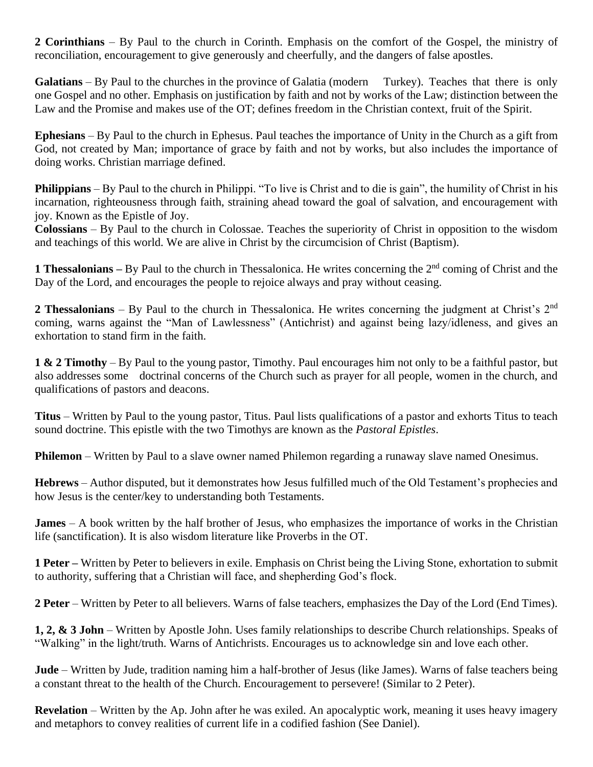**2 Corinthians** – By Paul to the church in Corinth. Emphasis on the comfort of the Gospel, the ministry of reconciliation, encouragement to give generously and cheerfully, and the dangers of false apostles.

**Galatians** – By Paul to the churches in the province of Galatia (modern Turkey). Teaches that there is only one Gospel and no other. Emphasis on justification by faith and not by works of the Law; distinction between the Law and the Promise and makes use of the OT; defines freedom in the Christian context, fruit of the Spirit.

**Ephesians** – By Paul to the church in Ephesus. Paul teaches the importance of Unity in the Church as a gift from God, not created by Man; importance of grace by faith and not by works, but also includes the importance of doing works. Christian marriage defined.

**Philippians** – By Paul to the church in Philippi. "To live is Christ and to die is gain", the humility of Christ in his incarnation, righteousness through faith, straining ahead toward the goal of salvation, and encouragement with joy. Known as the Epistle of Joy.

**Colossians** – By Paul to the church in Colossae. Teaches the superiority of Christ in opposition to the wisdom and teachings of this world. We are alive in Christ by the circumcision of Christ (Baptism).

**1 Thessalonians –** By Paul to the church in Thessalonica. He writes concerning the 2nd coming of Christ and the Day of the Lord, and encourages the people to rejoice always and pray without ceasing.

**2 Thessalonians** – By Paul to the church in Thessalonica. He writes concerning the judgment at Christ's 2nd coming, warns against the "Man of Lawlessness" (Antichrist) and against being lazy/idleness, and gives an exhortation to stand firm in the faith.

**1 & 2 Timothy** – By Paul to the young pastor, Timothy. Paul encourages him not only to be a faithful pastor, but also addresses some doctrinal concerns of the Church such as prayer for all people, women in the church, and qualifications of pastors and deacons.

**Titus** – Written by Paul to the young pastor, Titus. Paul lists qualifications of a pastor and exhorts Titus to teach sound doctrine. This epistle with the two Timothys are known as the *Pastoral Epistles*.

**Philemon** – Written by Paul to a slave owner named Philemon regarding a runaway slave named Onesimus.

**Hebrews** – Author disputed, but it demonstrates how Jesus fulfilled much of the Old Testament's prophecies and how Jesus is the center/key to understanding both Testaments.

**James** – A book written by the half brother of Jesus, who emphasizes the importance of works in the Christian life (sanctification). It is also wisdom literature like Proverbs in the OT.

**1 Peter –** Written by Peter to believers in exile. Emphasis on Christ being the Living Stone, exhortation to submit to authority, suffering that a Christian will face, and shepherding God's flock.

**2 Peter** – Written by Peter to all believers. Warns of false teachers, emphasizes the Day of the Lord (End Times).

**1, 2, & 3 John** – Written by Apostle John. Uses family relationships to describe Church relationships. Speaks of "Walking" in the light/truth. Warns of Antichrists. Encourages us to acknowledge sin and love each other.

**Jude** – Written by Jude, tradition naming him a half-brother of Jesus (like James). Warns of false teachers being a constant threat to the health of the Church. Encouragement to persevere! (Similar to 2 Peter).

**Revelation** – Written by the Ap. John after he was exiled. An apocalyptic work, meaning it uses heavy imagery and metaphors to convey realities of current life in a codified fashion (See Daniel).